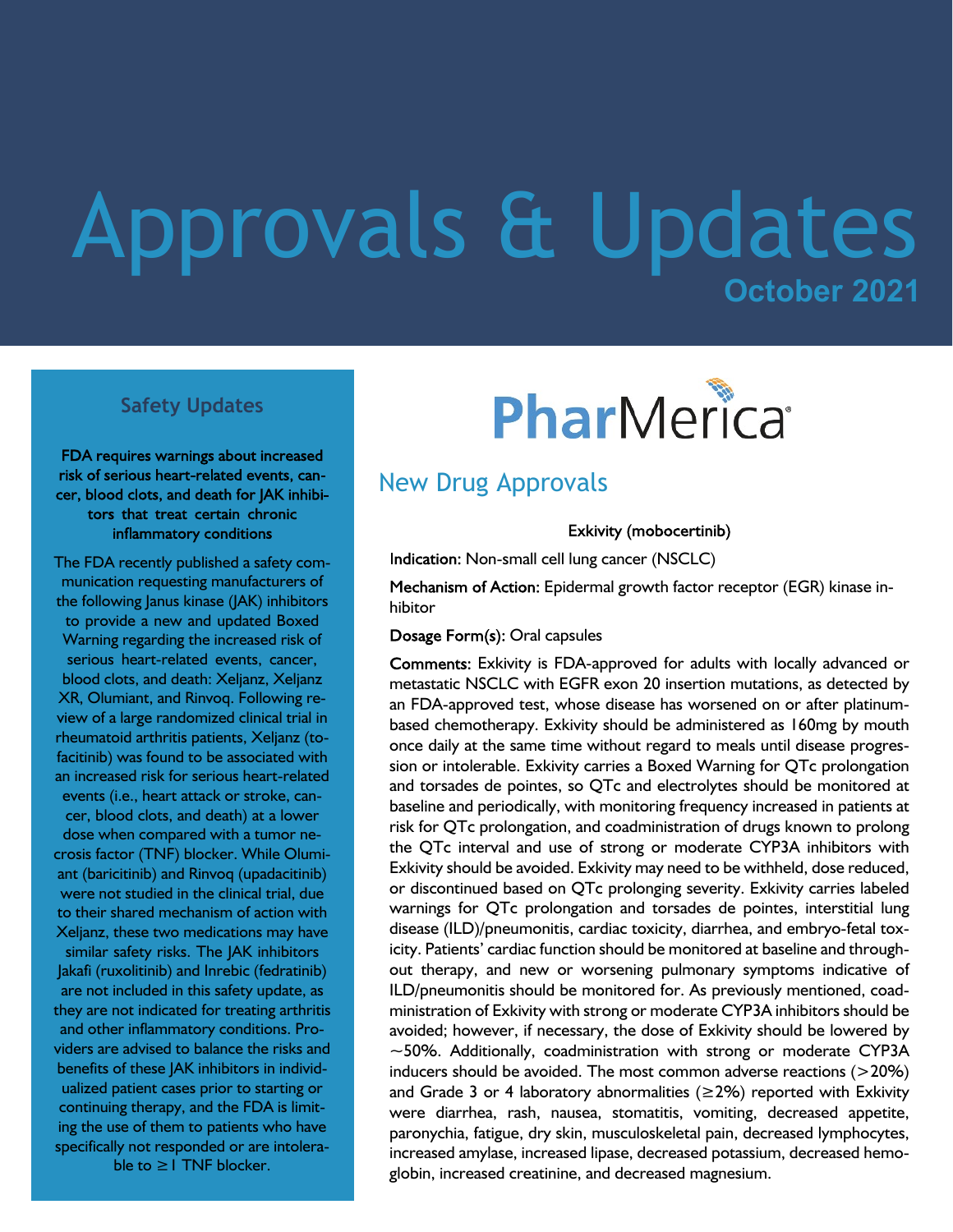# Approvals & Updates

**October 2021**

PharMerica

## Safety Updates

**FDA requires warnings about increased risk of serious heart-related events, cancer, blood clots, and death for JAK inhibitors that treat certain chronic inflammatory conditions**

The FDA recently published a safety communication requesting manufacturers of the following Janus kinase (JAK) inhibitors to provide a new and updated Boxed Warning regarding the increased risk of serious heart-related events, cancer, blood clots, and death: Xeljanz, Xeljanz XR, Olumiant, and Rinvoq. Following review of a large randomized clinical trial in rheumatoid arthritis patients, Xeljanz (tofacitinib) was found to be associated with an increased risk for serious heart-related events (i.e., heart attack or stroke, cancer, blood clots, and death) at a lower dose when compared with a tumor necrosis factor (TNF) blocker. While Olumiant (baricitinib) and Rinvoq (upadacitinib) were not studied in the clinical trial, due to their shared mechanism of action with Xeljanz, these two medications may have similar safety risks. The JAK inhibitors Jakafi (ruxolitinib) and Inrebic (fedratinib) are not included in this safety update, as they are not indicated for treating arthritis and other inflammatory conditions. Providers are advised to balance the risks and benefits of these JAK inhibitors in individualized patient cases prior to starting or continuing therapy, and the FDA is limiting the use of them to patients who have specifically not responded or are intolerable to ≥1 TNF blocker.

## New Drug Approvals

### Exkivity (mobocertinib)

**Indication:** Non-small cell lung cancer (NSCLC)

**Mechanism of Action:** Epidermal growth factor receptor (EGR) kinase inhibitor

**Dosage Form(s):** Oral capsules

**Comments:** Exkivity is FDA-approved for adults with locally advanced or metastatic NSCLC with EGFR exon 20 insertion mutations, as detected by an FDA-approved test, whose disease has worsened on or after platinum-based chemotherapy. Exkivity should be administered as 160mg by mouth once daily at the same time without regard to meals until disease progression or intolerable. Exkivity carries a Boxed Warning for QTc prolongation and torsades de pointes, so QTc and electrolytes should be monitored at baseline and periodically, with monitoring frequency increased in patients at risk for QTc prolongation, and coadministration of drugs known to prolong the QTc interval and use of strong or moderate CYP3A inhibitors with Exkivity should be avoided. Exkivity may need to be withheld, dose reduced, or discontinued based on QTc prolonging severity. Exkivity carries labeled warnings for QTc prolongation and torsades de pointes, interstitial lung disease (ILD)/pneumonitis, cardiac toxicity, diarrhea, and embryo-fetal toxicity. Patients' cardiac function should be monitored at baseline and throughout therapy, and new or worsening pulmonary symptoms indicative of ILD/pneumonitis should be monitored for. As previously mentioned, coadministration of Exkivity with strong or moderate CYP3A inhibitors should be avoided; however, if necessary, the dose of Exkivity should be lowered by ~50%. Additionally, coadministration with strong or moderate CYP3A inducers should be avoided. The most common adverse reactions (>20%) and Grade 3 or 4 laboratory abnormalities (≥2%) reported with Exkivity were diarrhea, rash, nausea, stomatitis, vomiting, decreased appetite, paronychia, fatigue, dry skin, musculoskeletal pain, decreased lymphocytes, increased amylase, increased lipase, decreased potassium, decreased hemoglobin, increased creatinine, and decreased magnesium.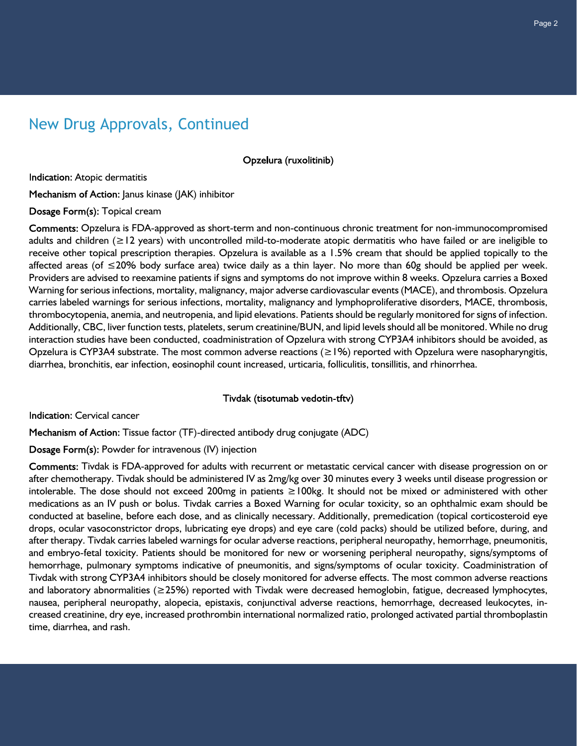## New Drug Approvals, Continued

### Opzelura (ruxolitinib)

**Indication:** Atopic dermatitis

**Mechanism of Action:** Janus kinase (JAK) inhibitor

**Dosage Form(s):** Topical cream

**Comments:** Opzelura is FDA-approved as short-term and non-continuous chronic treatment for non-immunocompromised adults and children (≥12 years) with uncontrolled mild-to-moderate atopic dermatitis who have failed or are ineligible to receive other topical prescription therapies. Opzelura is available as a 1.5% cream that should be applied topically to the affected areas (of ≤20% body surface area) twice daily as a thin layer. No more than 60g should be applied per week. Providers are advised to reexamine patients if signs and symptoms do not improve within 8 weeks. Opzelura carries a Boxed Warning for serious infections, mortality, malignancy, major adverse cardiovascular events (MACE), and thrombosis. Opzelura carries labeled warnings for serious infections, mortality, malignancy and lymphoproliferative disorders, MACE, thrombosis, thrombocytopenia, anemia, and neutropenia, and lipid elevations. Patients should be regularly monitored for signs of infection. Additionally, CBC, liver function tests, platelets, serum creatinine/BUN, and lipid levels should all be monitored. While no drug interaction studies have been conducted, coadministration of Opzelura with strong CYP3A4 inhibitors should be avoided, as Opzelura is CYP3A4 substrate. The most common adverse reactions (≥1%) reported with Opzelura were nasopharyngitis, diarrhea, bronchitis, ear infection, eosinophil count increased, urticaria, folliculitis, tonsillitis, and rhinorrhea.

### Tivdak (tisotumab vedotin-tftv)

**Indication:** Cervical cancer

**Mechanism of Action:** Tissue factor (TF)-directed antibody drug conjugate (ADC)

**Dosage Form(s):** Powder for intravenous (IV) injection

**Comments:** Tivdak is FDA-approved for adults with recurrent or metastatic cervical cancer with disease progression on or after chemotherapy. Tivdak should be administered IV as 2mg/kg over 30 minutes every 3 weeks until disease progression or intolerable. The dose should not exceed 200mg in patients ≥100kg. It should not be mixed or administered with other medications as an IV push or bolus. Tivdak carries a Boxed Warning for ocular toxicity, so an ophthalmic exam should be conducted at baseline, before each dose, and as clinically necessary. Additionally, premedication (topical corticosteroid eye drops, ocular vasoconstrictor drops, lubricating eye drops) and eye care (cold packs) should be utilized before, during, and after therapy. Tivdak carries labeled warnings for ocular adverse reactions, peripheral neuropathy, hemorrhage, pneumonitis, and embryo-fetal toxicity. Patients should be monitored for new or worsening peripheral neuropathy, signs/symptoms of hemorrhage, pulmonary symptoms indicative of pneumonitis, and signs/symptoms of ocular toxicity. Coadministration of Tivdak with strong CYP3A4 inhibitors should be closely monitored for adverse effects. The most common adverse reactions and laboratory abnormalities (≥25%) reported with Tivdak were decreased hemoglobin, fatigue, decreased lymphocytes, nausea, peripheral neuropathy, alopecia, epistaxis, conjunctival adverse reactions, hemorrhage, decreased leukocytes, increased creatinine, dry eye, increased prothrombin international normalized ratio, prolonged activated partial thromboplastin time, diarrhea, and rash.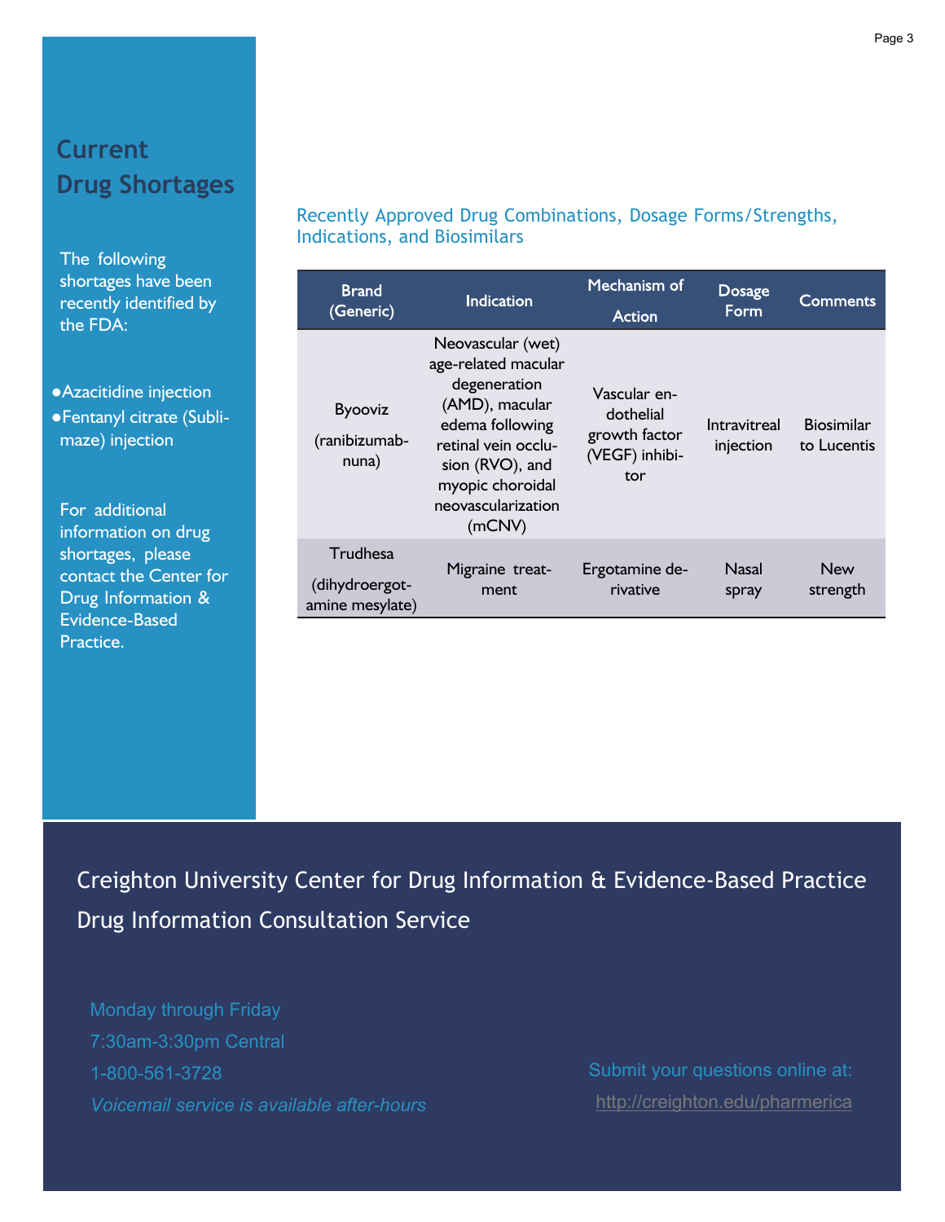## Current Drug Shortages

The following shortages have been recently identified by the FDA:

- Azacitidine injection
- Fentanyl citrate (Sublimaze) injection

For additional information on drug shortages, please contact the Center for Drug Information & Evidence-Based Practice.

### Recently Approved Drug Combinations, Dosage Forms/Strengths, Indications, and Biosimilars

| Brand (Generic) | Indication | Mechanism of Action | Dosage Form | Comments |
|---|---|---|---|---|
| Byooviz (ranibizumab-nuna) | Neovascular (wet) age-related macular degeneration (AMD), macular edema following retinal vein occlusion (RVO), and myopic choroidal neovascularization (mCNV) | Vascular endothelial growth factor (VEGF) inhibitor | Intravitreal injection | Biosimilar to Lucentis |
| Trudhesa (dihydroergotamine mesylate) | Migraine treatment | Ergotamine derivative | Nasal spray | New strength |

## Creighton University Center for Drug Information & Evidence-Based Practice
## Drug Information Consultation Service

Monday through Friday
7:30am-3:30pm Central
1-800-561-3728
*Voicemail service is available after-hours*

Submit your questions online at:
http://creighton.edu/pharmerica